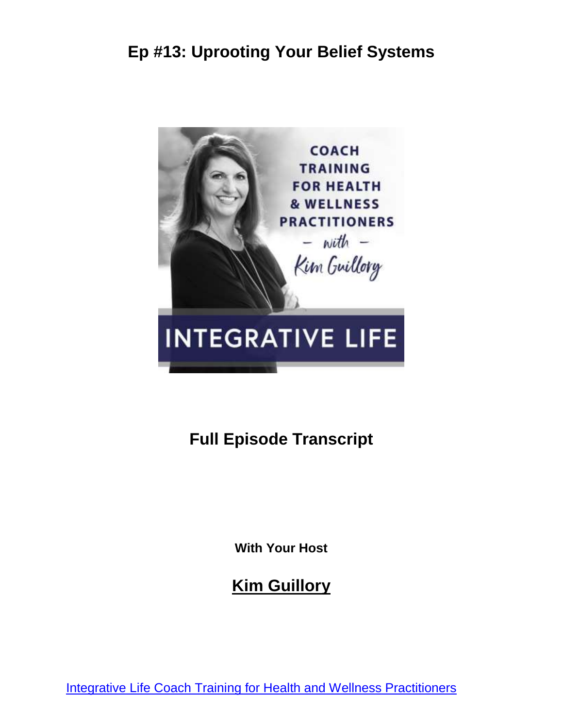# Ep #13: Uprooting Your Belief Systems

## Full Episode Transcript

**With Your Host**

## Kim Guillory

[Integrative Life Coach Training for Health and Wellness Practitioners]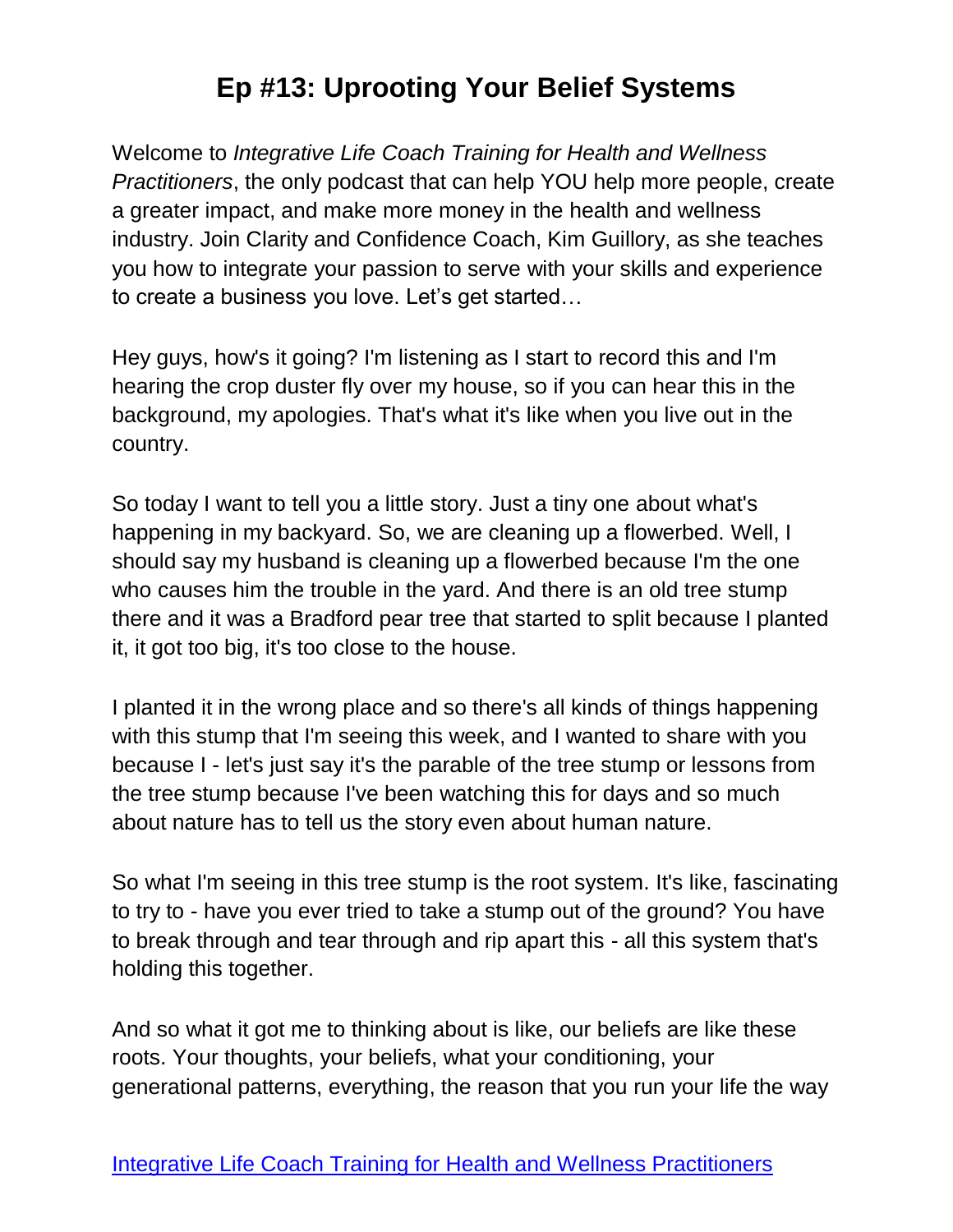# Ep #13: Uprooting Your Belief Systems

Welcome to *Integrative Life Coach Training for Health and Wellness Practitioners*, the only podcast that can help YOU help more people, create a greater impact, and make more money in the health and wellness industry. Join Clarity and Confidence Coach, Kim Guillory, as she teaches you how to integrate your passion to serve with your skills and experience to create a business you love. Let's get started…

Hey guys, how's it going? I'm listening as I start to record this and I'm hearing the crop duster fly over my house, so if you can hear this in the background, my apologies. That's what it's like when you live out in the country.

So today I want to tell you a little story. Just a tiny one about what's happening in my backyard. So, we are cleaning up a flowerbed. Well, I should say my husband is cleaning up a flowerbed because I'm the one who causes him the trouble in the yard. And there is an old tree stump there and it was a Bradford pear tree that started to split because I planted it, it got too big, it's too close to the house.

I planted it in the wrong place and so there's all kinds of things happening with this stump that I'm seeing this week, and I wanted to share with you because I - let's just say it's the parable of the tree stump or lessons from the tree stump because I've been watching this for days and so much about nature has to tell us the story even about human nature.

So what I'm seeing in this tree stump is the root system. It's like, fascinating to try to - have you ever tried to take a stump out of the ground? You have to break through and tear through and rip apart this - all this system that's holding this together.

And so what it got me to thinking about is like, our beliefs are like these roots. Your thoughts, your beliefs, what your conditioning, your generational patterns, everything, the reason that you run your life the way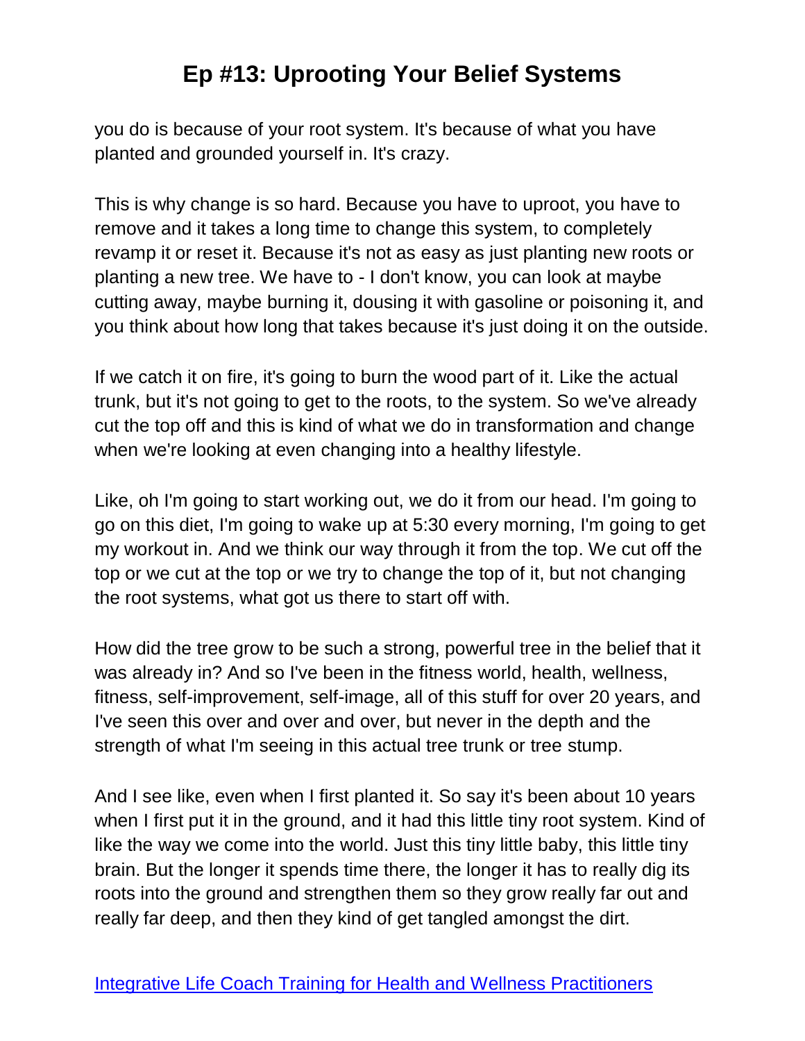you do is because of your root system. It's because of what you have planted and grounded yourself in. It's crazy.

This is why change is so hard. Because you have to uproot, you have to remove and it takes a long time to change this system, to completely revamp it or reset it. Because it's not as easy as just planting new roots or planting a new tree. We have to - I don't know, you can look at maybe cutting away, maybe burning it, dousing it with gasoline or poisoning it, and you think about how long that takes because it's just doing it on the outside.

If we catch it on fire, it's going to burn the wood part of it. Like the actual trunk, but it's not going to get to the roots, to the system. So we've already cut the top off and this is kind of what we do in transformation and change when we're looking at even changing into a healthy lifestyle.

Like, oh I'm going to start working out, we do it from our head. I'm going to go on this diet, I'm going to wake up at 5:30 every morning, I'm going to get my workout in. And we think our way through it from the top. We cut off the top or we cut at the top or we try to change the top of it, but not changing the root systems, what got us there to start off with.

How did the tree grow to be such a strong, powerful tree in the belief that it was already in? And so I've been in the fitness world, health, wellness, fitness, self-improvement, self-image, all of this stuff for over 20 years, and I've seen this over and over and over, but never in the depth and the strength of what I'm seeing in this actual tree trunk or tree stump.

And I see like, even when I first planted it. So say it's been about 10 years when I first put it in the ground, and it had this little tiny root system. Kind of like the way we come into the world. Just this tiny little baby, this little tiny brain. But the longer it spends time there, the longer it has to really dig its roots into the ground and strengthen them so they grow really far out and really far deep, and then they kind of get tangled amongst the dirt.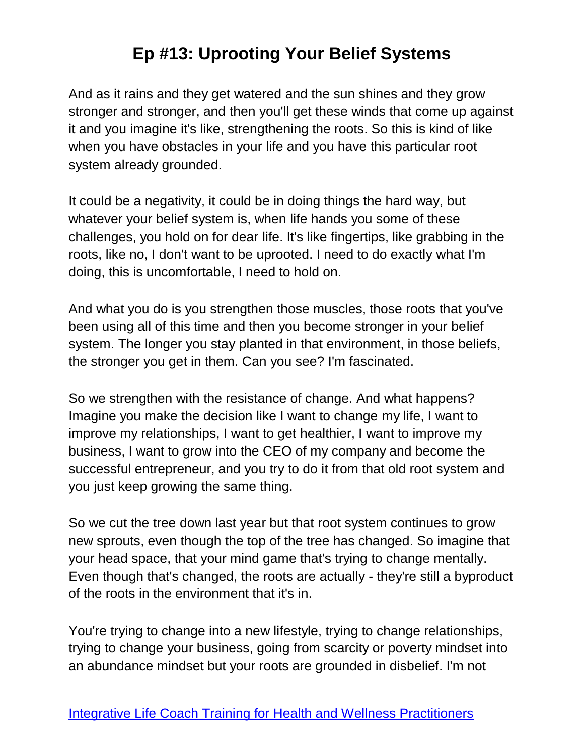And as it rains and they get watered and the sun shines and they grow stronger and stronger, and then you'll get these winds that come up against it and you imagine it's like, strengthening the roots. So this is kind of like when you have obstacles in your life and you have this particular root system already grounded.

It could be a negativity, it could be in doing things the hard way, but whatever your belief system is, when life hands you some of these challenges, you hold on for dear life. It's like fingertips, like grabbing in the roots, like no, I don't want to be uprooted. I need to do exactly what I'm doing, this is uncomfortable, I need to hold on.

And what you do is you strengthen those muscles, those roots that you've been using all of this time and then you become stronger in your belief system. The longer you stay planted in that environment, in those beliefs, the stronger you get in them. Can you see? I'm fascinated.

So we strengthen with the resistance of change. And what happens? Imagine you make the decision like I want to change my life, I want to improve my relationships, I want to get healthier, I want to improve my business, I want to grow into the CEO of my company and become the successful entrepreneur, and you try to do it from that old root system and you just keep growing the same thing.

So we cut the tree down last year but that root system continues to grow new sprouts, even though the top of the tree has changed. So imagine that your head space, that your mind game that's trying to change mentally. Even though that's changed, the roots are actually - they're still a byproduct of the roots in the environment that it's in.

You're trying to change into a new lifestyle, trying to change relationships, trying to change your business, going from scarcity or poverty mindset into an abundance mindset but your roots are grounded in disbelief. I'm not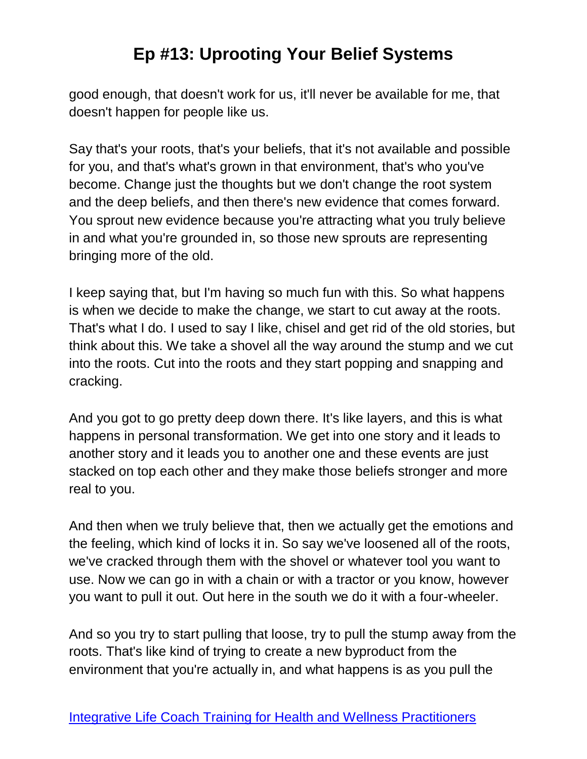good enough, that doesn't work for us, it'll never be available for me, that doesn't happen for people like us.

Say that's your roots, that's your beliefs, that it's not available and possible for you, and that's what's grown in that environment, that's who you've become. Change just the thoughts but we don't change the root system and the deep beliefs, and then there's new evidence that comes forward. You sprout new evidence because you're attracting what you truly believe in and what you're grounded in, so those new sprouts are representing bringing more of the old.

I keep saying that, but I'm having so much fun with this. So what happens is when we decide to make the change, we start to cut away at the roots. That's what I do. I used to say I like, chisel and get rid of the old stories, but think about this. We take a shovel all the way around the stump and we cut into the roots. Cut into the roots and they start popping and snapping and cracking.

And you got to go pretty deep down there. It's like layers, and this is what happens in personal transformation. We get into one story and it leads to another story and it leads you to another one and these events are just stacked on top each other and they make those beliefs stronger and more real to you.

And then when we truly believe that, then we actually get the emotions and the feeling, which kind of locks it in. So say we've loosened all of the roots, we've cracked through them with the shovel or whatever tool you want to use. Now we can go in with a chain or with a tractor or you know, however you want to pull it out. Out here in the south we do it with a four-wheeler.

And so you try to start pulling that loose, try to pull the stump away from the roots. That's like kind of trying to create a new byproduct from the environment that you're actually in, and what happens is as you pull the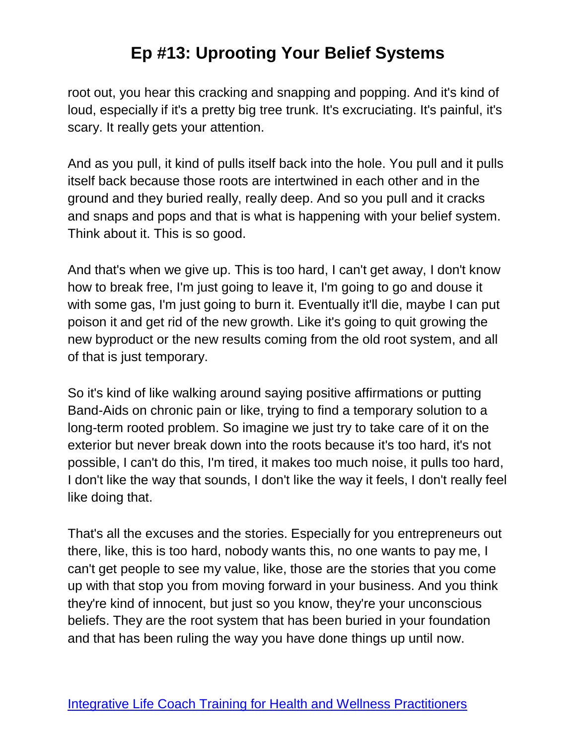root out, you hear this cracking and snapping and popping. And it's kind of loud, especially if it's a pretty big tree trunk. It's excruciating. It's painful, it's scary. It really gets your attention.

And as you pull, it kind of pulls itself back into the hole. You pull and it pulls itself back because those roots are intertwined in each other and in the ground and they buried really, really deep. And so you pull and it cracks and snaps and pops and that is what is happening with your belief system. Think about it. This is so good.

And that's when we give up. This is too hard, I can't get away, I don't know how to break free, I'm just going to leave it, I'm going to go and douse it with some gas, I'm just going to burn it. Eventually it'll die, maybe I can put poison it and get rid of the new growth. Like it's going to quit growing the new byproduct or the new results coming from the old root system, and all of that is just temporary.

So it's kind of like walking around saying positive affirmations or putting Band-Aids on chronic pain or like, trying to find a temporary solution to a long-term rooted problem. So imagine we just try to take care of it on the exterior but never break down into the roots because it's too hard, it's not possible, I can't do this, I'm tired, it makes too much noise, it pulls too hard, I don't like the way that sounds, I don't like the way it feels, I don't really feel like doing that.

That's all the excuses and the stories. Especially for you entrepreneurs out there, like, this is too hard, nobody wants this, no one wants to pay me, I can't get people to see my value, like, those are the stories that you come up with that stop you from moving forward in your business. And you think they're kind of innocent, but just so you know, they're your unconscious beliefs. They are the root system that has been buried in your foundation and that has been ruling the way you have done things up until now.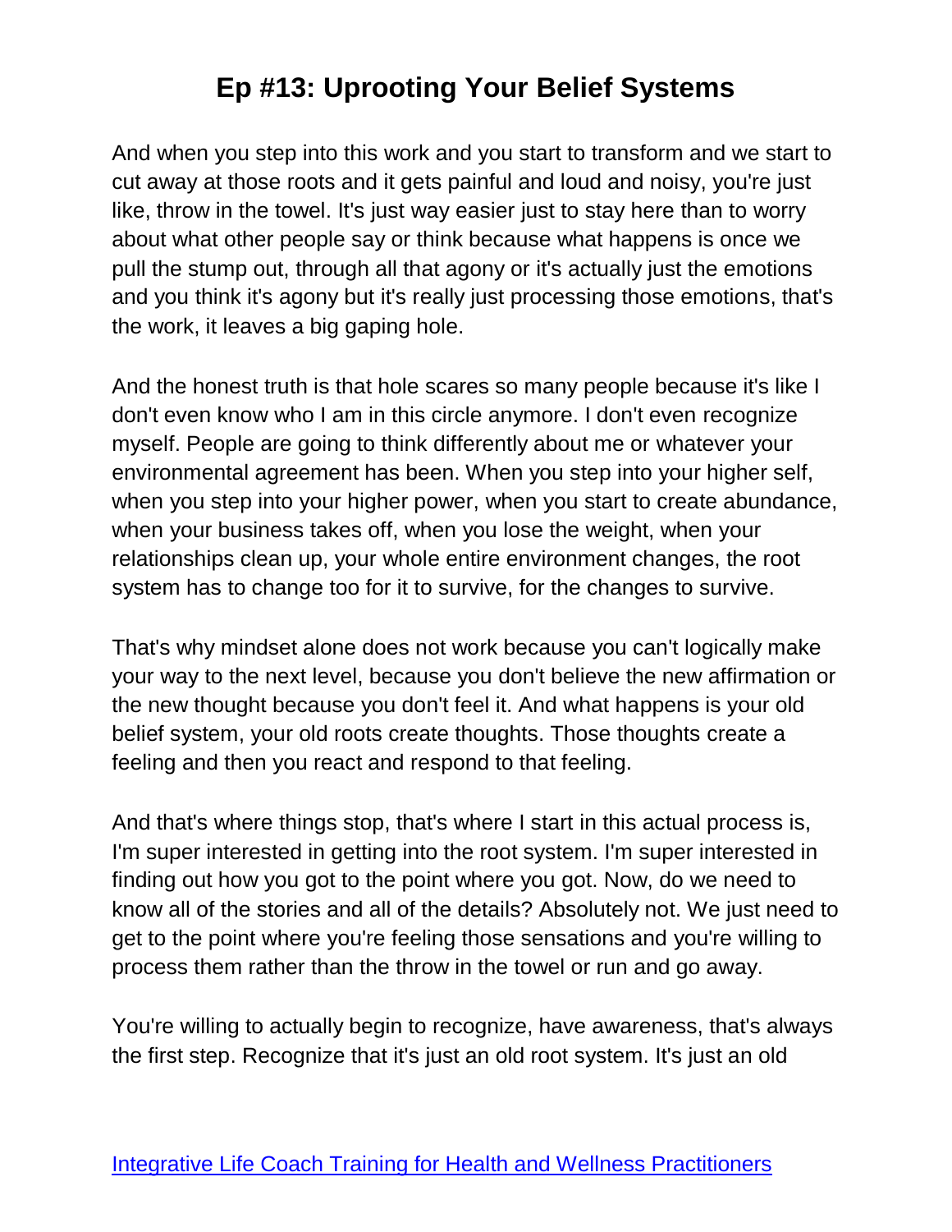# Ep #13: Uprooting Your Belief Systems

And when you step into this work and you start to transform and we start to cut away at those roots and it gets painful and loud and noisy, you're just like, throw in the towel. It's just way easier just to stay here than to worry about what other people say or think because what happens is once we pull the stump out, through all that agony or it's actually just the emotions and you think it's agony but it's really just processing those emotions, that's the work, it leaves a big gaping hole.

And the honest truth is that hole scares so many people because it's like I don't even know who I am in this circle anymore. I don't even recognize myself. People are going to think differently about me or whatever your environmental agreement has been. When you step into your higher self, when you step into your higher power, when you start to create abundance, when your business takes off, when you lose the weight, when your relationships clean up, your whole entire environment changes, the root system has to change too for it to survive, for the changes to survive.

That's why mindset alone does not work because you can't logically make your way to the next level, because you don't believe the new affirmation or the new thought because you don't feel it. And what happens is your old belief system, your old roots create thoughts. Those thoughts create a feeling and then you react and respond to that feeling.

And that's where things stop, that's where I start in this actual process is, I'm super interested in getting into the root system. I'm super interested in finding out how you got to the point where you got. Now, do we need to know all of the stories and all of the details? Absolutely not. We just need to get to the point where you're feeling those sensations and you're willing to process them rather than the throw in the towel or run and go away.

You're willing to actually begin to recognize, have awareness, that's always the first step. Recognize that it's just an old root system. It's just an old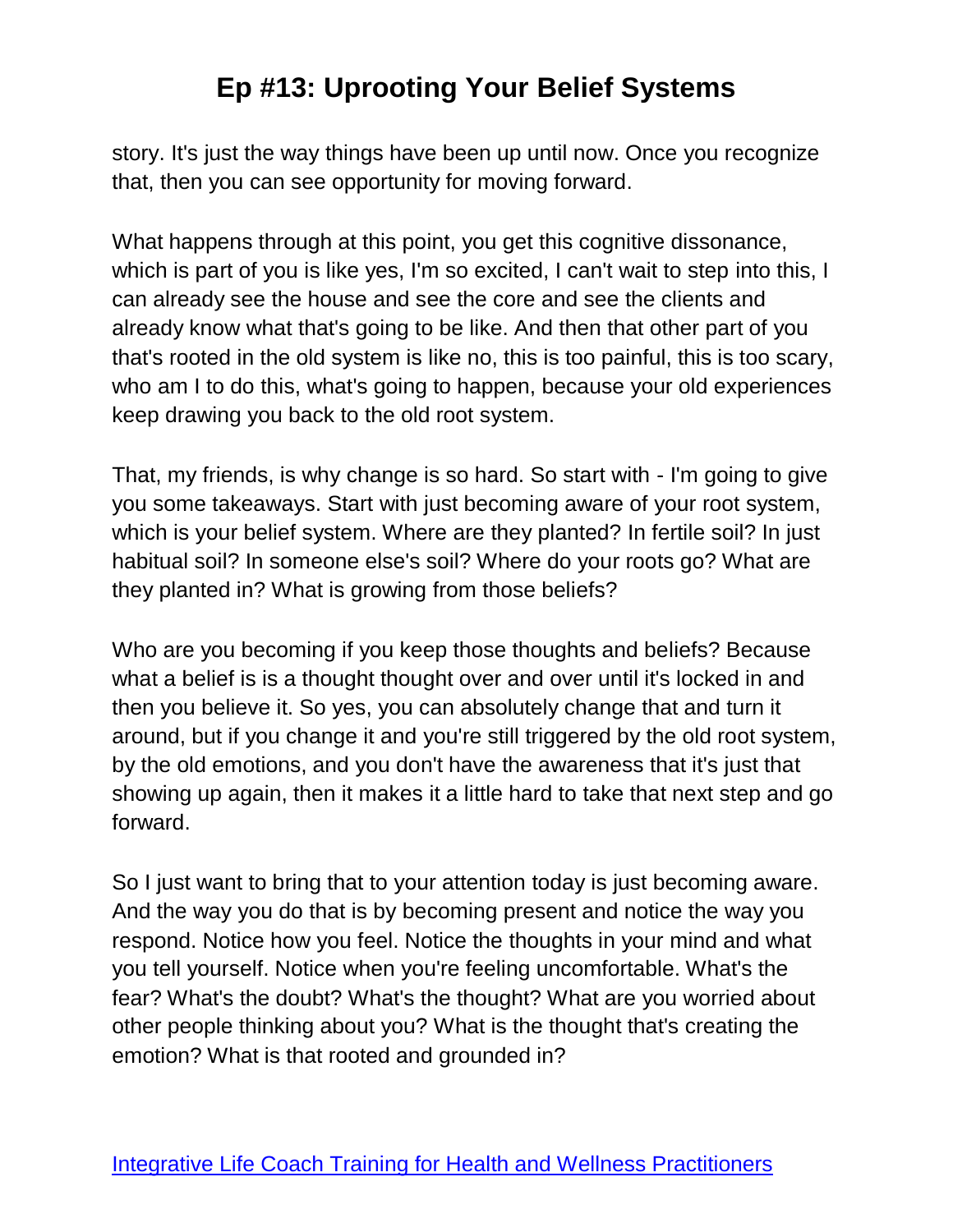story. It's just the way things have been up until now. Once you recognize that, then you can see opportunity for moving forward.

What happens through at this point, you get this cognitive dissonance, which is part of you is like yes, I'm so excited, I can't wait to step into this, I can already see the house and see the core and see the clients and already know what that's going to be like. And then that other part of you that's rooted in the old system is like no, this is too painful, this is too scary, who am I to do this, what's going to happen, because your old experiences keep drawing you back to the old root system.

That, my friends, is why change is so hard. So start with - I'm going to give you some takeaways. Start with just becoming aware of your root system, which is your belief system. Where are they planted? In fertile soil? In just habitual soil? In someone else's soil? Where do your roots go? What are they planted in? What is growing from those beliefs?

Who are you becoming if you keep those thoughts and beliefs? Because what a belief is is a thought thought over and over until it's locked in and then you believe it. So yes, you can absolutely change that and turn it around, but if you change it and you're still triggered by the old root system, by the old emotions, and you don't have the awareness that it's just that showing up again, then it makes it a little hard to take that next step and go forward.

So I just want to bring that to your attention today is just becoming aware. And the way you do that is by becoming present and notice the way you respond. Notice how you feel. Notice the thoughts in your mind and what you tell yourself. Notice when you're feeling uncomfortable. What's the fear? What's the doubt? What's the thought? What are you worried about other people thinking about you? What is the thought that's creating the emotion? What is that rooted and grounded in?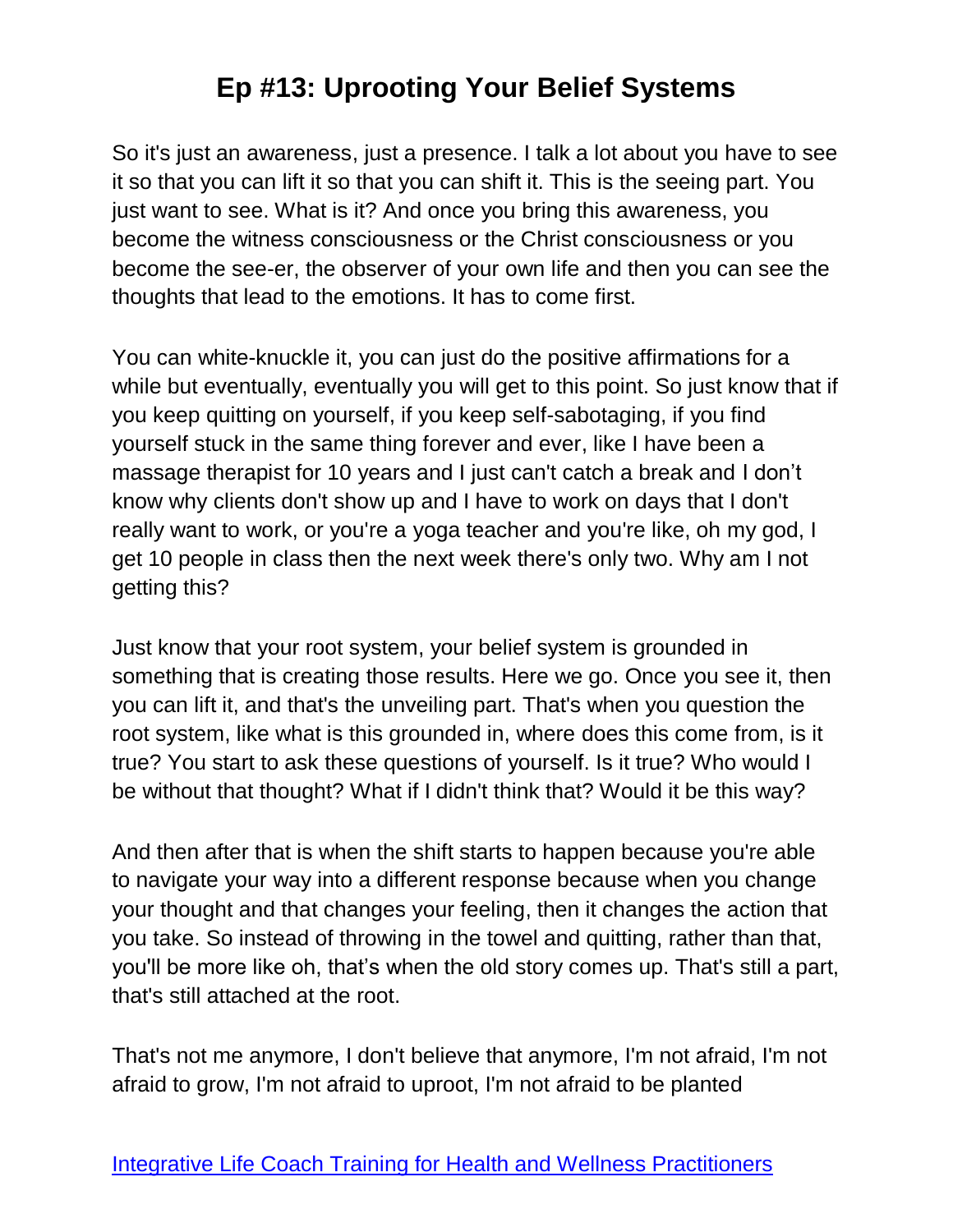So it's just an awareness, just a presence. I talk a lot about you have to see it so that you can lift it so that you can shift it. This is the seeing part. You just want to see. What is it? And once you bring this awareness, you become the witness consciousness or the Christ consciousness or you become the see-er, the observer of your own life and then you can see the thoughts that lead to the emotions. It has to come first.

You can white-knuckle it, you can just do the positive affirmations for a while but eventually, eventually you will get to this point. So just know that if you keep quitting on yourself, if you keep self-sabotaging, if you find yourself stuck in the same thing forever and ever, like I have been a massage therapist for 10 years and I just can't catch a break and I don't know why clients don't show up and I have to work on days that I don't really want to work, or you're a yoga teacher and you're like, oh my god, I get 10 people in class then the next week there's only two. Why am I not getting this?

Just know that your root system, your belief system is grounded in something that is creating those results. Here we go. Once you see it, then you can lift it, and that's the unveiling part. That's when you question the root system, like what is this grounded in, where does this come from, is it true? You start to ask these questions of yourself. Is it true? Who would I be without that thought? What if I didn't think that? Would it be this way?

And then after that is when the shift starts to happen because you're able to navigate your way into a different response because when you change your thought and that changes your feeling, then it changes the action that you take. So instead of throwing in the towel and quitting, rather than that, you'll be more like oh, that's when the old story comes up. That's still a part, that's still attached at the root.

That's not me anymore, I don't believe that anymore, I'm not afraid, I'm not afraid to grow, I'm not afraid to uproot, I'm not afraid to be planted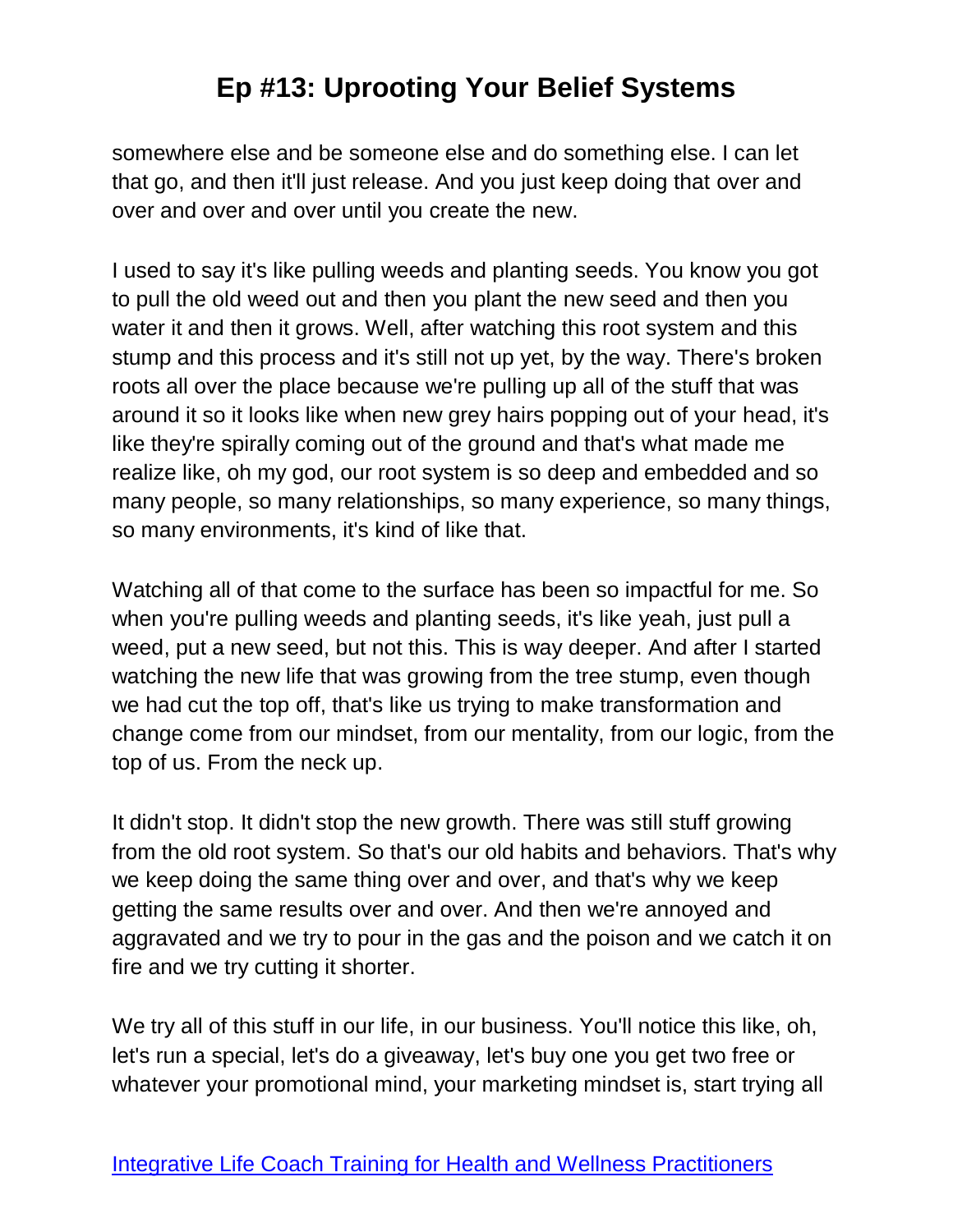somewhere else and be someone else and do something else. I can let that go, and then it'll just release. And you just keep doing that over and over and over and over until you create the new.

I used to say it's like pulling weeds and planting seeds. You know you got to pull the old weed out and then you plant the new seed and then you water it and then it grows. Well, after watching this root system and this stump and this process and it's still not up yet, by the way. There's broken roots all over the place because we're pulling up all of the stuff that was around it so it looks like when new grey hairs popping out of your head, it's like they're spirally coming out of the ground and that's what made me realize like, oh my god, our root system is so deep and embedded and so many people, so many relationships, so many experience, so many things, so many environments, it's kind of like that.

Watching all of that come to the surface has been so impactful for me. So when you're pulling weeds and planting seeds, it's like yeah, just pull a weed, put a new seed, but not this. This is way deeper. And after I started watching the new life that was growing from the tree stump, even though we had cut the top off, that's like us trying to make transformation and change come from our mindset, from our mentality, from our logic, from the top of us. From the neck up.

It didn't stop. It didn't stop the new growth. There was still stuff growing from the old root system. So that's our old habits and behaviors. That's why we keep doing the same thing over and over, and that's why we keep getting the same results over and over. And then we're annoyed and aggravated and we try to pour in the gas and the poison and we catch it on fire and we try cutting it shorter.

We try all of this stuff in our life, in our business. You'll notice this like, oh, let's run a special, let's do a giveaway, let's buy one you get two free or whatever your promotional mind, your marketing mindset is, start trying all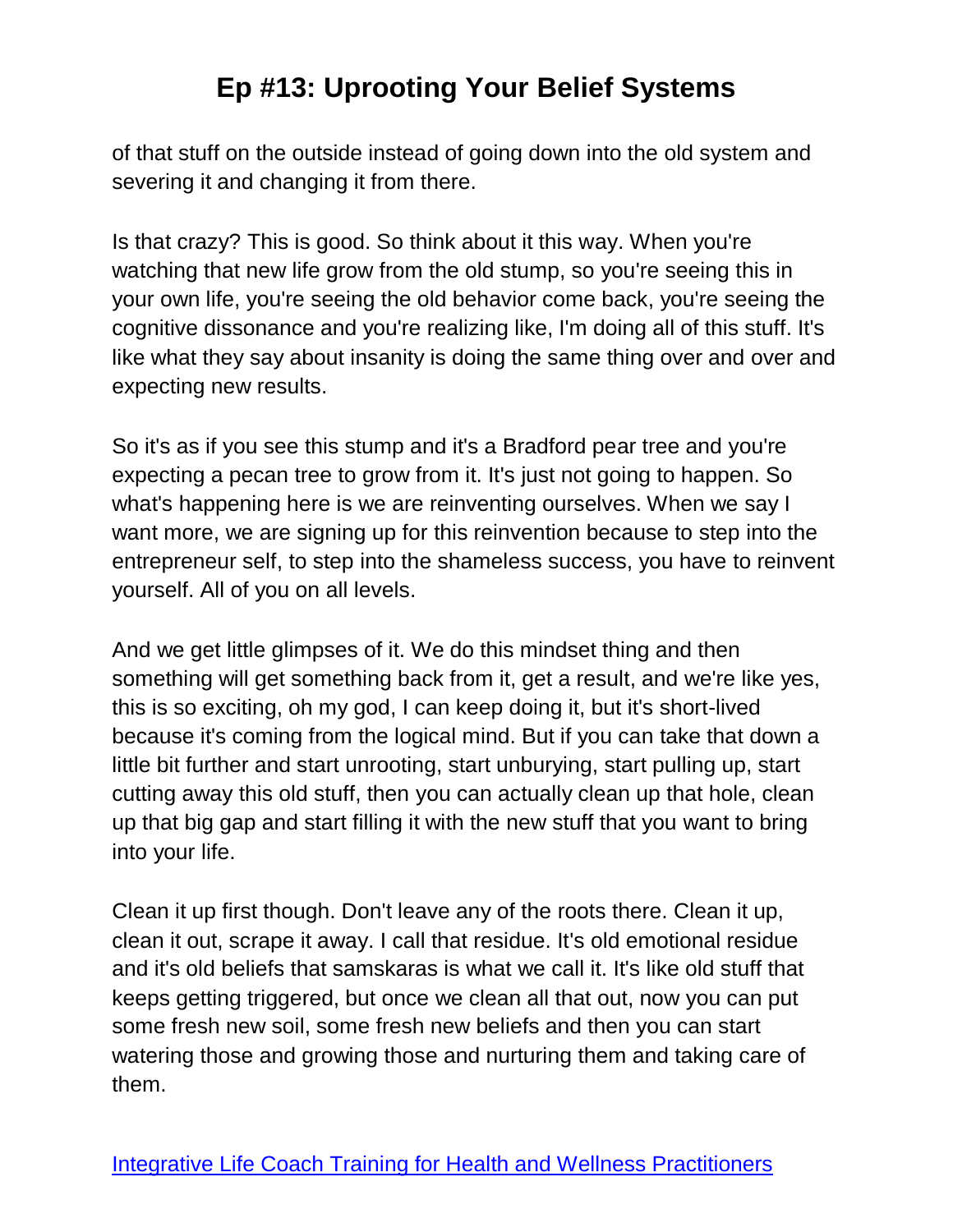of that stuff on the outside instead of going down into the old system and severing it and changing it from there.

Is that crazy? This is good. So think about it this way. When you're watching that new life grow from the old stump, so you're seeing this in your own life, you're seeing the old behavior come back, you're seeing the cognitive dissonance and you're realizing like, I'm doing all of this stuff. It's like what they say about insanity is doing the same thing over and over and expecting new results.

So it's as if you see this stump and it's a Bradford pear tree and you're expecting a pecan tree to grow from it. It's just not going to happen. So what's happening here is we are reinventing ourselves. When we say I want more, we are signing up for this reinvention because to step into the entrepreneur self, to step into the shameless success, you have to reinvent yourself. All of you on all levels.

And we get little glimpses of it. We do this mindset thing and then something will get something back from it, get a result, and we're like yes, this is so exciting, oh my god, I can keep doing it, but it's short-lived because it's coming from the logical mind. But if you can take that down a little bit further and start unrooting, start unburying, start pulling up, start cutting away this old stuff, then you can actually clean up that hole, clean up that big gap and start filling it with the new stuff that you want to bring into your life.

Clean it up first though. Don't leave any of the roots there. Clean it up, clean it out, scrape it away. I call that residue. It's old emotional residue and it's old beliefs that samskaras is what we call it. It's like old stuff that keeps getting triggered, but once we clean all that out, now you can put some fresh new soil, some fresh new beliefs and then you can start watering those and growing those and nurturing them and taking care of them.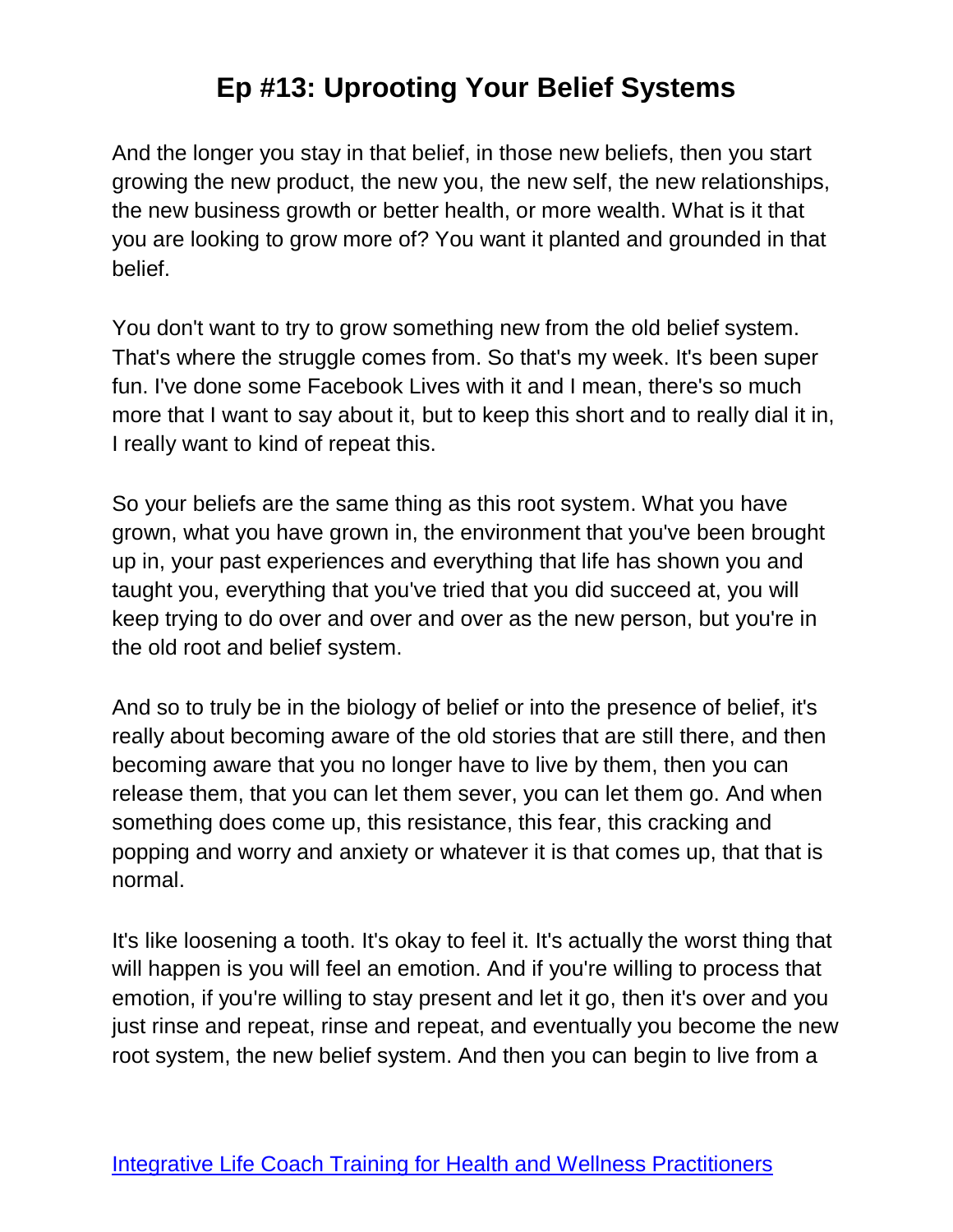And the longer you stay in that belief, in those new beliefs, then you start growing the new product, the new you, the new self, the new relationships, the new business growth or better health, or more wealth. What is it that you are looking to grow more of? You want it planted and grounded in that belief.

You don't want to try to grow something new from the old belief system. That's where the struggle comes from. So that's my week. It's been super fun. I've done some Facebook Lives with it and I mean, there's so much more that I want to say about it, but to keep this short and to really dial it in, I really want to kind of repeat this.

So your beliefs are the same thing as this root system. What you have grown, what you have grown in, the environment that you've been brought up in, your past experiences and everything that life has shown you and taught you, everything that you've tried that you did succeed at, you will keep trying to do over and over and over as the new person, but you're in the old root and belief system.

And so to truly be in the biology of belief or into the presence of belief, it's really about becoming aware of the old stories that are still there, and then becoming aware that you no longer have to live by them, then you can release them, that you can let them sever, you can let them go. And when something does come up, this resistance, this fear, this cracking and popping and worry and anxiety or whatever it is that comes up, that that is normal.

It's like loosening a tooth. It's okay to feel it. It's actually the worst thing that will happen is you will feel an emotion. And if you're willing to process that emotion, if you're willing to stay present and let it go, then it's over and you just rinse and repeat, rinse and repeat, and eventually you become the new root system, the new belief system. And then you can begin to live from a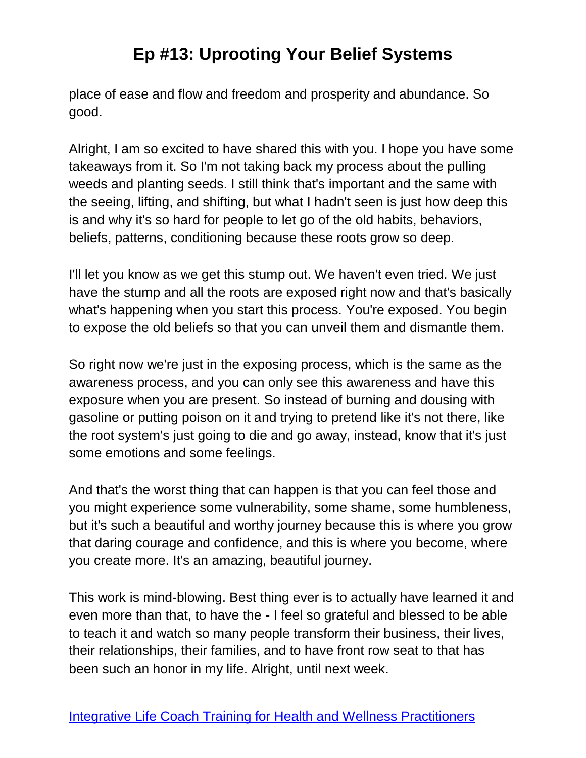place of ease and flow and freedom and prosperity and abundance. So good.

Alright, I am so excited to have shared this with you. I hope you have some takeaways from it. So I'm not taking back my process about the pulling weeds and planting seeds. I still think that's important and the same with the seeing, lifting, and shifting, but what I hadn't seen is just how deep this is and why it's so hard for people to let go of the old habits, behaviors, beliefs, patterns, conditioning because these roots grow so deep.

I'll let you know as we get this stump out. We haven't even tried. We just have the stump and all the roots are exposed right now and that's basically what's happening when you start this process. You're exposed. You begin to expose the old beliefs so that you can unveil them and dismantle them.

So right now we're just in the exposing process, which is the same as the awareness process, and you can only see this awareness and have this exposure when you are present. So instead of burning and dousing with gasoline or putting poison on it and trying to pretend like it's not there, like the root system's just going to die and go away, instead, know that it's just some emotions and some feelings.

And that's the worst thing that can happen is that you can feel those and you might experience some vulnerability, some shame, some humbleness, but it's such a beautiful and worthy journey because this is where you grow that daring courage and confidence, and this is where you become, where you create more. It's an amazing, beautiful journey.

This work is mind-blowing. Best thing ever is to actually have learned it and even more than that, to have the - I feel so grateful and blessed to be able to teach it and watch so many people transform their business, their lives, their relationships, their families, and to have front row seat to that has been such an honor in my life. Alright, until next week.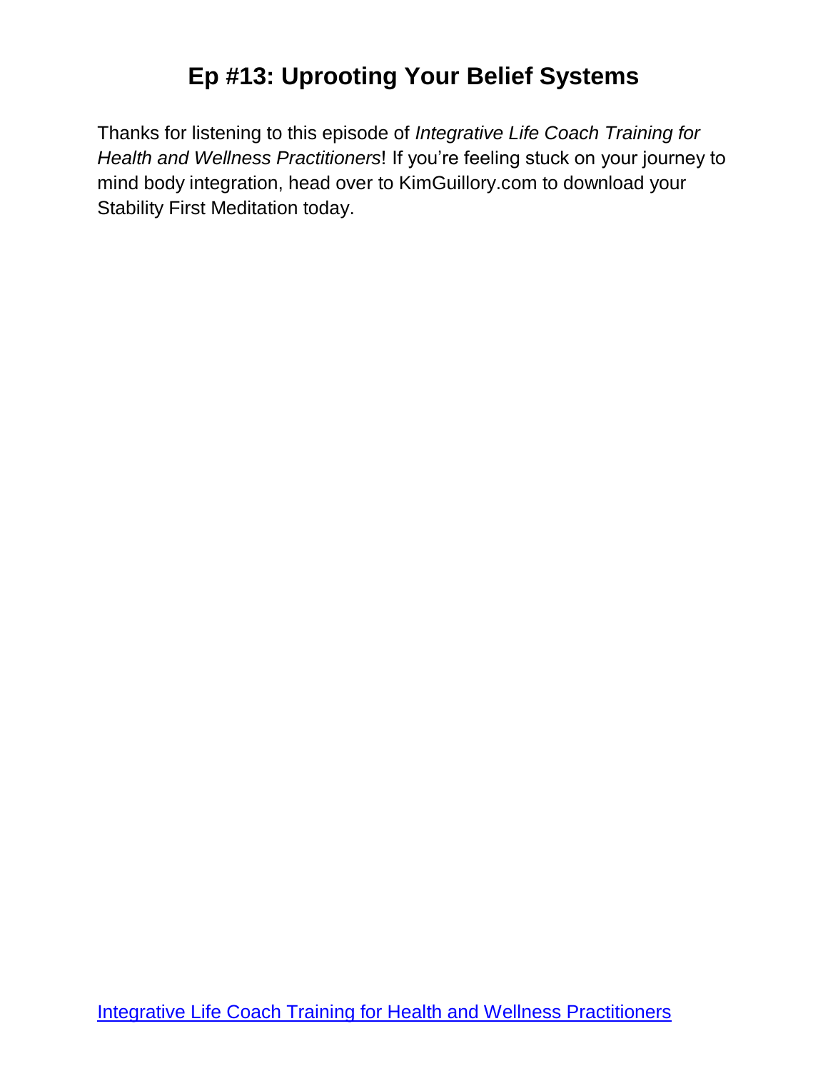# Ep #13: Uprooting Your Belief Systems

Thanks for listening to this episode of *Integrative Life Coach Training for Health and Wellness Practitioners*! If you're feeling stuck on your journey to mind body integration, head over to KimGuillory.com to download your Stability First Meditation today.